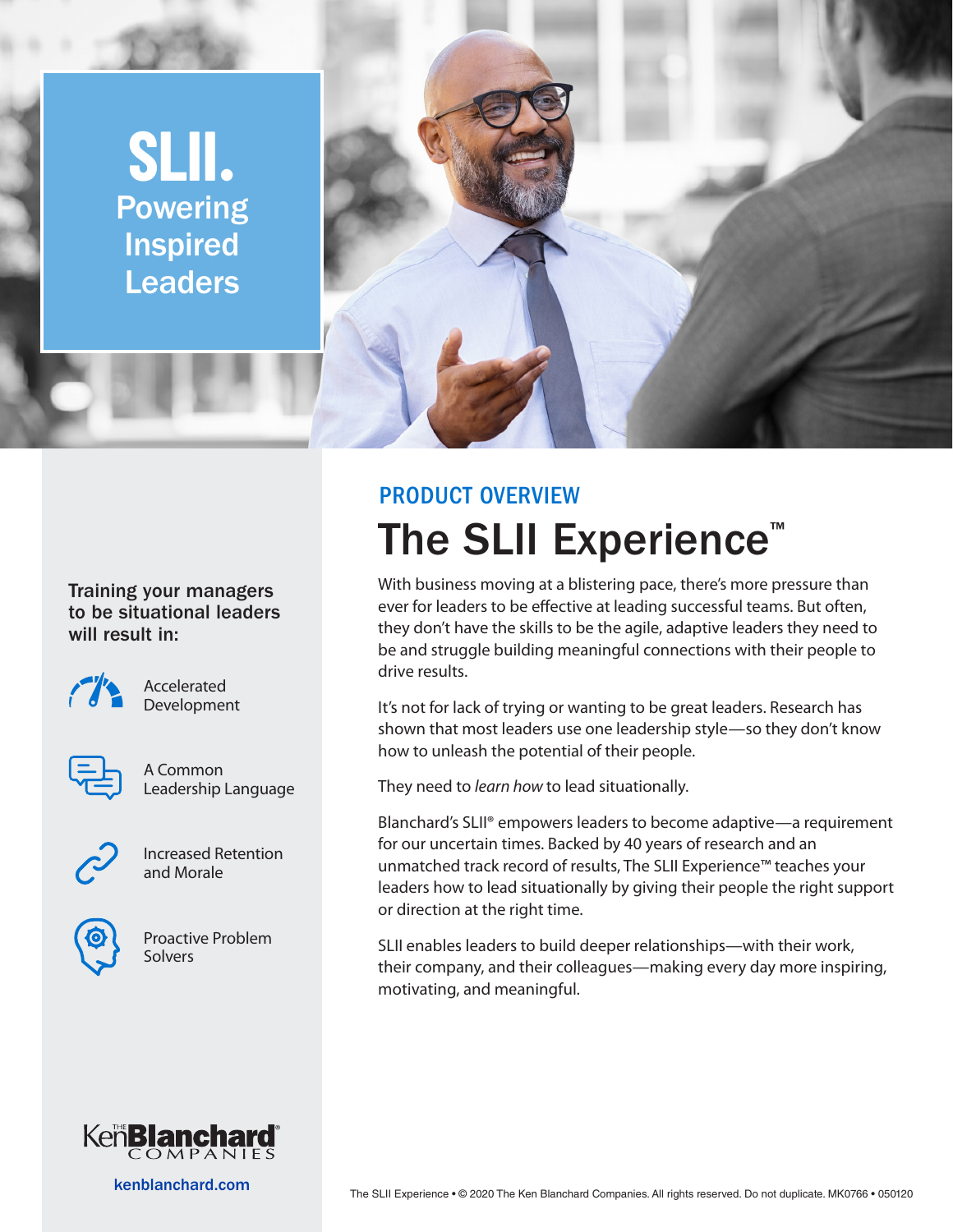# SLII.

**Powering Inspired Leaders**

**Training your managers to be situational leaders will result in:**

- Accelerated Development
- A Common Leadership Language
- Increased Retention and Morale
- Proactive Problem Solvers

Ken Blanchard Companies

kenblanchard.com

## PRODUCT OVERVIEW

# The SLII Experience™

With business moving at a blistering pace, there's more pressure than ever for leaders to be effective at leading successful teams. But often, they don't have the skills to be the agile, adaptive leaders they need to be and struggle building meaningful connections with their people to drive results.

It's not for lack of trying or wanting to be great leaders. Research has shown that most leaders use one leadership style—so they don't know how to unleash the potential of their people.

They need to *learn how* to lead situationally.

Blanchard's SLII® empowers leaders to become adaptive—a requirement for our uncertain times. Backed by 40 years of research and an unmatched track record of results, The SLII Experience™ teaches your leaders how to lead situationally by giving their people the right support or direction at the right time.

SLII enables leaders to build deeper relationships—with their work, their company, and their colleagues—making every day more inspiring, motivating, and meaningful.

The SLII Experience • © 2020 The Ken Blanchard Companies. All rights reserved. Do not duplicate. MK0766 • 050120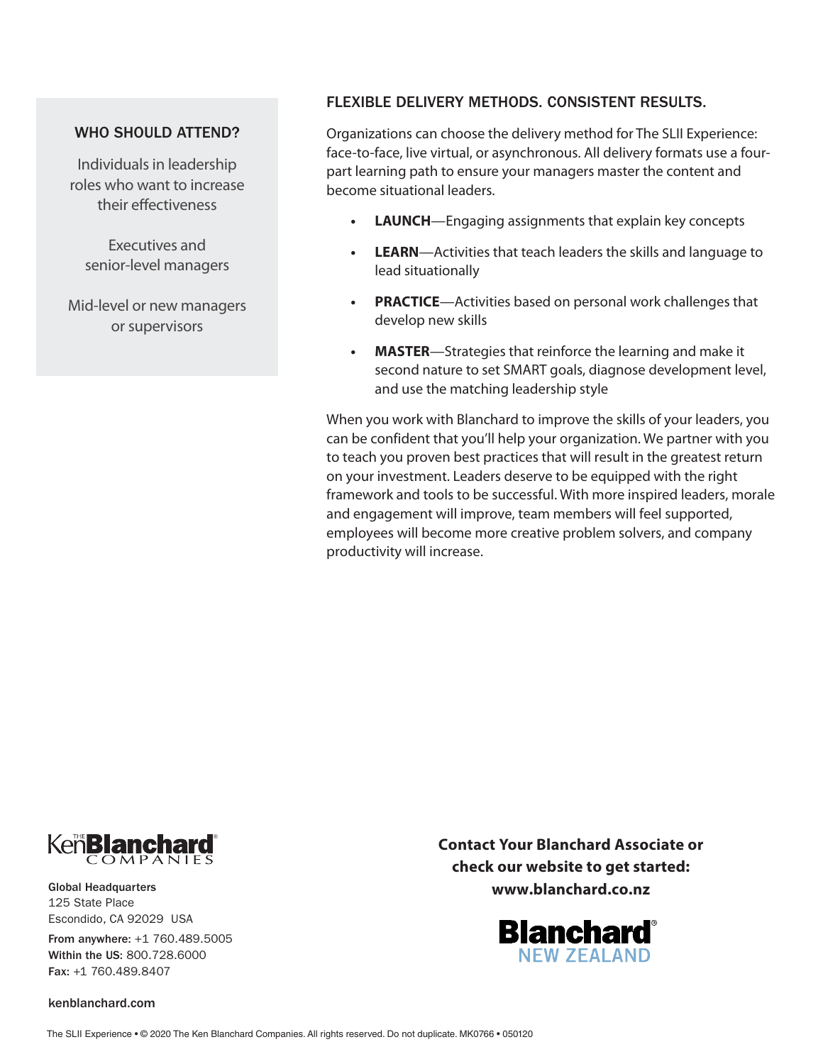### WHO SHOULD ATTEND?

Individuals in leadership roles who want to increase their effectiveness

Executives and senior-level managers

Mid-level or new managers or supervisors

### FLEXIBLE DELIVERY METHODS. CONSISTENT RESULTS.

Organizations can choose the delivery method for The SLII Experience: face-to-face, live virtual, or asynchronous. All delivery formats use a four-part learning path to ensure your managers master the content and become situational leaders.

- **LAUNCH**—Engaging assignments that explain key concepts
- **LEARN**—Activities that teach leaders the skills and language to lead situationally
- **PRACTICE**—Activities based on personal work challenges that develop new skills
- **MASTER**—Strategies that reinforce the learning and make it second nature to set SMART goals, diagnose development level, and use the matching leadership style

When you work with Blanchard to improve the skills of your leaders, you can be confident that you'll help your organization. We partner with you to teach you proven best practices that will result in the greatest return on your investment. Leaders deserve to be equipped with the right framework and tools to be successful. With more inspired leaders, morale and engagement will improve, team members will feel supported, employees will become more creative problem solvers, and company productivity will increase.

The Ken Blanchard Companies

**Global Headquarters**
125 State Place
Escondido, CA 92029 USA

**From anywhere:** +1 760.489.5005
**Within the US:** 800.728.6000
**Fax:** +1 760.489.8407

kenblanchard.com

**Contact Your Blanchard Associate or check our website to get started: www.blanchard.co.nz**

Blanchard NEW ZEALAND

The SLII Experience • © 2020 The Ken Blanchard Companies. All rights reserved. Do not duplicate. MK0766 • 050120